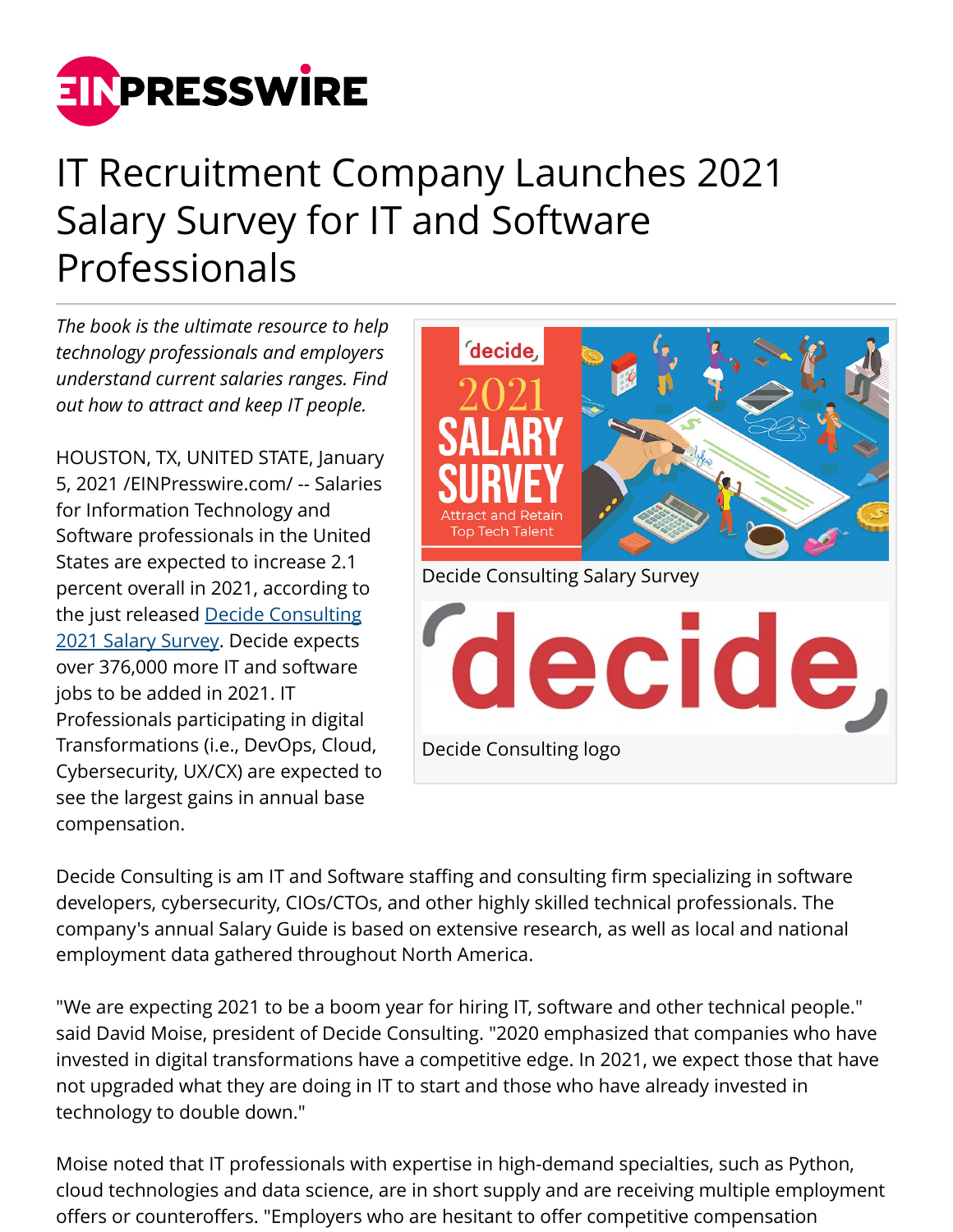# IT Recruitment Company Launches 2021 Salary Survey for IT and Software Professionals

*The book is the ultimate resource to help technology professionals and employers understand current salaries ranges. Find out how to attract and keep IT people.*

Decide Consulting Salary Survey

Decide Consulting logo

HOUSTON, TX, UNITED STATE, January 5, 2021 /EINPresswire.com/ -- Salaries for Information Technology and Software professionals in the United States are expected to increase 2.1 percent overall in 2021, according to the just released [Decide Consulting 2021 Salary Survey](). Decide expects over 376,000 more IT and software jobs to be added in 2021. IT Professionals participating in digital Transformations (i.e., DevOps, Cloud, Cybersecurity, UX/CX) are expected to see the largest gains in annual base compensation.

Decide Consulting is am IT and Software staffing and consulting firm specializing in software developers, cybersecurity, CIOs/CTOs, and other highly skilled technical professionals. The company's annual Salary Guide is based on extensive research, as well as local and national employment data gathered throughout North America.

"We are expecting 2021 to be a boom year for hiring IT, software and other technical people." said David Moise, president of Decide Consulting. "2020 emphasized that companies who have invested in digital transformations have a competitive edge. In 2021, we expect those that have not upgraded what they are doing in IT to start and those who have already invested in technology to double down."

Moise noted that IT professionals with expertise in high-demand specialties, such as Python, cloud technologies and data science, are in short supply and are receiving multiple employment offers or counteroffers. "Employers who are hesitant to offer competitive compensation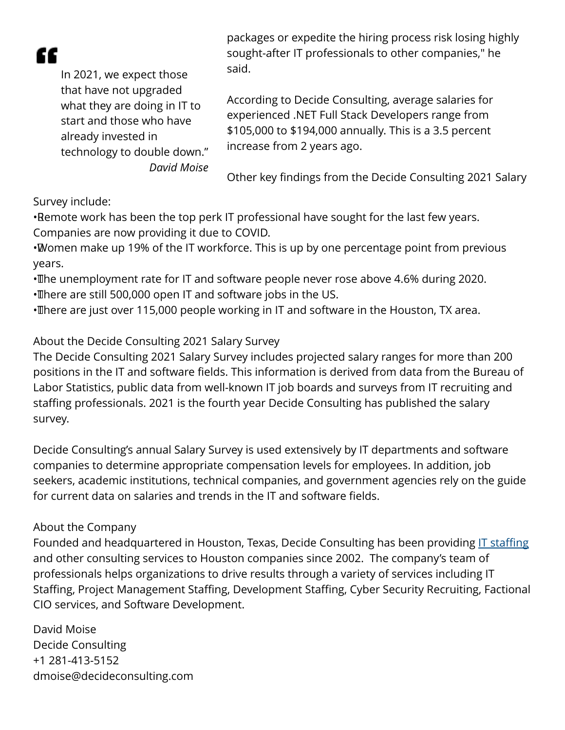> In 2021, we expect those that have not upgraded what they are doing in IT to start and those who have already invested in technology to double down."
> *David Moise*

packages or expedite the hiring process risk losing highly sought-after IT professionals to other companies," he said.

According to Decide Consulting, average salaries for experienced .NET Full Stack Developers range from $105,000 to $194,000 annually. This is a 3.5 percent increase from 2 years ago.

Other key findings from the Decide Consulting 2021 Salary Survey include:

- Remote work has been the top perk IT professional have sought for the last few years. Companies are now providing it due to COVID.
- Women make up 19% of the IT workforce. This is up by one percentage point from previous years.
- The unemployment rate for IT and software people never rose above 4.6% during 2020.
- There are still 500,000 open IT and software jobs in the US.
- There are just over 115,000 people working in IT and software in the Houston, TX area.

About the Decide Consulting 2021 Salary Survey
The Decide Consulting 2021 Salary Survey includes projected salary ranges for more than 200 positions in the IT and software fields. This information is derived from data from the Bureau of Labor Statistics, public data from well-known IT job boards and surveys from IT recruiting and staffing professionals. 2021 is the fourth year Decide Consulting has published the salary survey.

Decide Consulting's annual Salary Survey is used extensively by IT departments and software companies to determine appropriate compensation levels for employees. In addition, job seekers, academic institutions, technical companies, and government agencies rely on the guide for current data on salaries and trends in the IT and software fields.

About the Company
Founded and headquartered in Houston, Texas, Decide Consulting has been providing [IT staffing]() and other consulting services to Houston companies since 2002. The company's team of professionals helps organizations to drive results through a variety of services including IT Staffing, Project Management Staffing, Development Staffing, Cyber Security Recruiting, Factional CIO services, and Software Development.

David Moise
Decide Consulting
+1 281-413-5152
dmoise@decideconsulting.com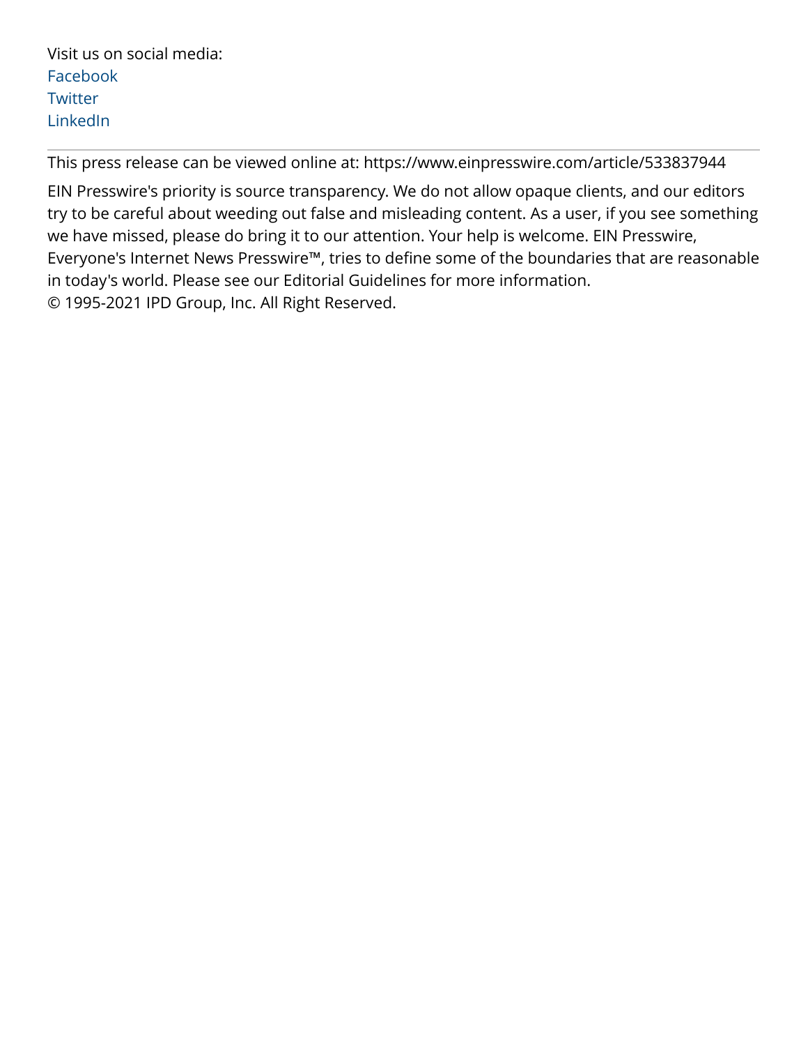Visit us on social media:
Facebook
Twitter
LinkedIn

---

This press release can be viewed online at: https://www.einpresswire.com/article/533837944

EIN Presswire's priority is source transparency. We do not allow opaque clients, and our editors try to be careful about weeding out false and misleading content. As a user, if you see something we have missed, please do bring it to our attention. Your help is welcome. EIN Presswire, Everyone's Internet News Presswire™, tries to define some of the boundaries that are reasonable in today's world. Please see our Editorial Guidelines for more information.
© 1995-2021 IPD Group, Inc. All Right Reserved.